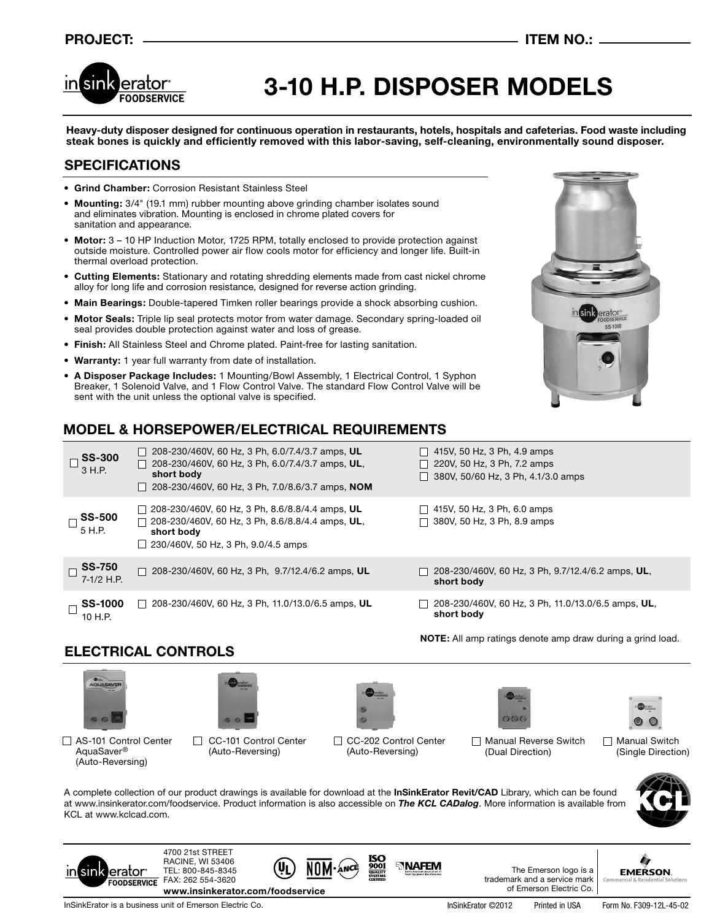**PROJECT:** ______________________ **ITEM NO.:** ______________

# 3-10 H.P. DISPOSER MODELS

**Heavy-duty disposer designed for continuous operation in restaurants, hotels, hospitals and cafeterias. Food waste including steak bones is quickly and efficiently removed with this labor-saving, self-cleaning, environmentally sound disposer.**

## SPECIFICATIONS

- **Grind Chamber:** Corrosion Resistant Stainless Steel
- **Mounting:** 3/4" (19.1 mm) rubber mounting above grinding chamber isolates sound and eliminates vibration. Mounting is enclosed in chrome plated covers for sanitation and appearance.
- **Motor:** 3 – 10 HP Induction Motor, 1725 RPM, totally enclosed to provide protection against outside moisture. Controlled power air flow cools motor for efficiency and longer life. Built-in thermal overload protection.
- **Cutting Elements:** Stationary and rotating shredding elements made from cast nickel chrome alloy for long life and corrosion resistance, designed for reverse action grinding.
- **Main Bearings:** Double-tapered Timken roller bearings provide a shock absorbing cushion.
- **Motor Seals:** Triple lip seal protects motor from water damage. Secondary spring-loaded oil seal provides double protection against water and loss of grease.
- **Finish:** All Stainless Steel and Chrome plated. Paint-free for lasting sanitation.
- **Warranty:** 1 year full warranty from date of installation.
- **A Disposer Package Includes:** 1 Mounting/Bowl Assembly, 1 Electrical Control, 1 Syphon Breaker, 1 Solenoid Valve, and 1 Flow Control Valve. The standard Flow Control Valve will be sent with the unit unless the optional valve is specified.

## MODEL & HORSEPOWER/ELECTRICAL REQUIREMENTS

| Model | Options | Options |
|---|---|---|
| ☐ **SS-300** 3 H.P. | ☐ 208-230/460V, 60 Hz, 3 Ph, 6.0/7.4/3.7 amps, **UL**<br>☐ 208-230/460V, 60 Hz, 3 Ph, 6.0/7.4/3.7 amps, **UL, short body**<br>☐ 208-230/460V, 60 Hz, 3 Ph, 7.0/8.6/3.7 amps, **NOM** | ☐ 415V, 50 Hz, 3 Ph, 4.9 amps<br>☐ 220V, 50 Hz, 3 Ph, 7.2 amps<br>☐ 380V, 50/60 Hz, 3 Ph, 4.1/3.0 amps |
| ☐ **SS-500** 5 H.P. | ☐ 208-230/460V, 60 Hz, 3 Ph, 8.6/8.8/4.4 amps, **UL**<br>☐ 208-230/460V, 60 Hz, 3 Ph, 8.6/8.8/4.4 amps, **UL, short body**<br>☐ 230/460V, 50 Hz, 3 Ph, 9.0/4.5 amps | ☐ 415V, 50 Hz, 3 Ph, 6.0 amps<br>☐ 380V, 50 Hz, 3 Ph, 8.9 amps |
| ☐ **SS-750** 7-1/2 H.P. | ☐ 208-230/460V, 60 Hz, 3 Ph, 9.7/12.4/6.2 amps, **UL** | ☐ 208-230/460V, 60 Hz, 3 Ph, 9.7/12.4/6.2 amps, **UL, short body** |
| ☐ **SS-1000** 10 H.P. | ☐ 208-230/460V, 60 Hz, 3 Ph, 11.0/13.0/6.5 amps, **UL** | ☐ 208-230/460V, 60 Hz, 3 Ph, 11.0/13.0/6.5 amps, **UL, short body** |

**NOTE:** All amp ratings denote amp draw during a grind load.

## ELECTRICAL CONTROLS

- ☐ AS-101 Control Center AquaSaver® (Auto-Reversing)
- ☐ CC-101 Control Center (Auto-Reversing)
- ☐ CC-202 Control Center (Auto-Reversing)
- ☐ Manual Reverse Switch (Dual Direction)
- ☐ Manual Switch (Single Direction)

A complete collection of our product drawings is available for download at the **InSinkErator Revit/CAD** Library, which can be found at www.insinkerator.com/foodservice. Product information is also accessible on ***The KCL CADalog***. More information is available from KCL at www.kclcad.com.

4700 21st STREET
RACINE, WI 53406
TEL: 800-845-8345
FAX: 262 554-3620
**www.insinkerator.com/foodservice**

The Emerson logo is a trademark and a service mark of Emerson Electric Co.

InSinkErator is a business unit of Emerson Electric Co. InSinkErator ©2012 Printed in USA Form No. F309-12L-45-02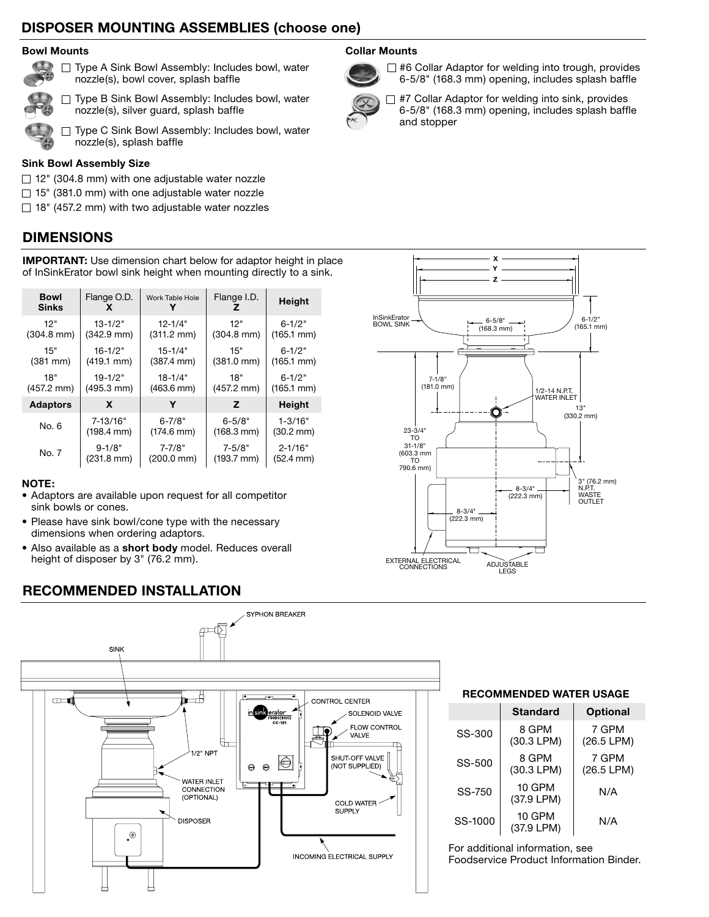## DISPOSER MOUNTING ASSEMBLIES (choose one)

### Bowl Mounts

- ☐ Type A Sink Bowl Assembly: Includes bowl, water nozzle(s), bowl cover, splash baffle
- ☐ Type B Sink Bowl Assembly: Includes bowl, water nozzle(s), silver guard, splash baffle
- ☐ Type C Sink Bowl Assembly: Includes bowl, water nozzle(s), splash baffle

### Sink Bowl Assembly Size

- ☐ 12" (304.8 mm) with one adjustable water nozzle
- ☐ 15" (381.0 mm) with one adjustable water nozzle
- ☐ 18" (457.2 mm) with two adjustable water nozzles

### Collar Mounts

- ☐ #6 Collar Adaptor for welding into trough, provides 6-5/8" (168.3 mm) opening, includes splash baffle
- ☐ #7 Collar Adaptor for welding into sink, provides 6-5/8" (168.3 mm) opening, includes splash baffle and stopper

## DIMENSIONS

**IMPORTANT:** Use dimension chart below for adaptor height in place of InSinkErator bowl sink height when mounting directly to a sink.

| Bowl Sinks | Flange O.D. X | Work Table Hole Y | Flange I.D. Z | Height |
|---|---|---|---|---|
| 12" (304.8 mm) | 13-1/2" (342.9 mm) | 12-1/4" (311.2 mm) | 12" (304.8 mm) | 6-1/2" (165.1 mm) |
| 15" (381 mm) | 16-1/2" (419.1 mm) | 15-1/4" (387.4 mm) | 15" (381.0 mm) | 6-1/2" (165.1 mm) |
| 18" (457.2 mm) | 19-1/2" (495.3 mm) | 18-1/4" (463.6 mm) | 18" (457.2 mm) | 6-1/2" (165.1 mm) |
| **Adaptors** | **X** | **Y** | **Z** | **Height** |
| No. 6 | 7-13/16" (198.4 mm) | 6-7/8" (174.6 mm) | 6-5/8" (168.3 mm) | 1-3/16" (30.2 mm) |
| No. 7 | 9-1/8" (231.8 mm) | 7-7/8" (200.0 mm) | 7-5/8" (193.7 mm) | 2-1/16" (52.4 mm) |

**NOTE:**

- Adaptors are available upon request for all competitor sink bowls or cones.
- Please have sink bowl/cone type with the necessary dimensions when ordering adaptors.
- Also available as a **short body** model. Reduces overall height of disposer by 3" (76.2 mm).

X
Y
Z
InSinkErator BOWL SINK
6-5/8" (168.3 mm)
6-1/2" (165.1 mm)
7-1/8" (181.0 mm)
1/2-14 N.P.T. WATER INLET
13" (330.2 mm)
23-3/4" TO 31-1/8" (603.3 mm TO 790.6 mm)
3" (76.2 mm) N.P.T. WASTE OUTLET
8-3/4" (222.3 mm)
8-3/4" (222.3 mm)
EXTERNAL ELECTRICAL CONNECTIONS
ADJUSTABLE LEGS

## RECOMMENDED INSTALLATION

SYPHON BREAKER
SINK
CONTROL CENTER
SOLENOID VALVE
FLOW CONTROL VALVE
1/2" NPT
SHUT-OFF VALVE (NOT SUPPLIED)
WATER INLET CONNECTION (OPTIONAL)
COLD WATER SUPPLY
DISPOSER
INCOMING ELECTRICAL SUPPLY

### RECOMMENDED WATER USAGE

| | Standard | Optional |
|---|---|---|
| SS-300 | 8 GPM (30.3 LPM) | 7 GPM (26.5 LPM) |
| SS-500 | 8 GPM (30.3 LPM) | 7 GPM (26.5 LPM) |
| SS-750 | 10 GPM (37.9 LPM) | N/A |
| SS-1000 | 10 GPM (37.9 LPM) | N/A |

For additional information, see Foodservice Product Information Binder.